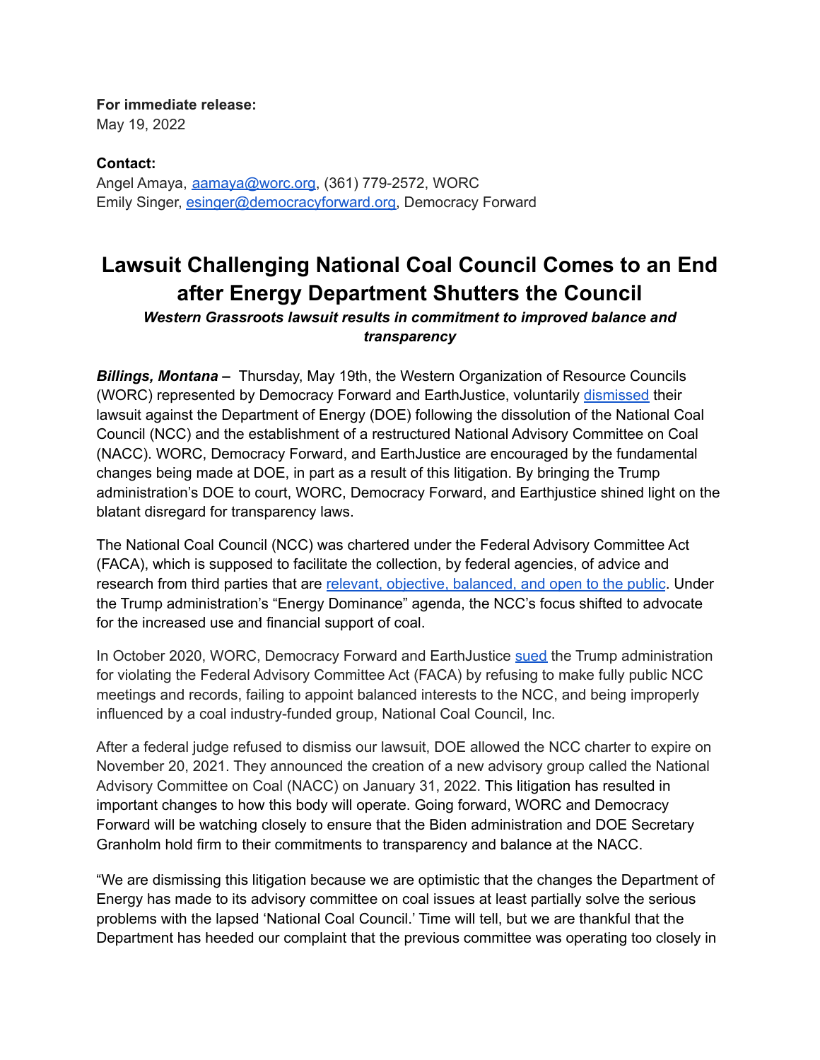**For immediate release:**
May 19, 2022

**Contact:**
Angel Amaya, aamaya@worc.org, (361) 779-2572, WORC
Emily Singer, esinger@democracyforward.org, Democracy Forward

# Lawsuit Challenging National Coal Council Comes to an End after Energy Department Shutters the Council

***Western Grassroots lawsuit results in commitment to improved balance and transparency***

***Billings, Montana –*** Thursday, May 19th, the Western Organization of Resource Councils (WORC) represented by Democracy Forward and EarthJustice, voluntarily dismissed their lawsuit against the Department of Energy (DOE) following the dissolution of the National Coal Council (NCC) and the establishment of a restructured National Advisory Committee on Coal (NACC). WORC, Democracy Forward, and EarthJustice are encouraged by the fundamental changes being made at DOE, in part as a result of this litigation. By bringing the Trump administration's DOE to court, WORC, Democracy Forward, and Earthjustice shined light on the blatant disregard for transparency laws.

The National Coal Council (NCC) was chartered under the Federal Advisory Committee Act (FACA), which is supposed to facilitate the collection, by federal agencies, of advice and research from third parties that are relevant, objective, balanced, and open to the public. Under the Trump administration's "Energy Dominance" agenda, the NCC's focus shifted to advocate for the increased use and financial support of coal.

In October 2020, WORC, Democracy Forward and EarthJustice sued the Trump administration for violating the Federal Advisory Committee Act (FACA) by refusing to make fully public NCC meetings and records, failing to appoint balanced interests to the NCC, and being improperly influenced by a coal industry-funded group, National Coal Council, Inc.

After a federal judge refused to dismiss our lawsuit, DOE allowed the NCC charter to expire on November 20, 2021. They announced the creation of a new advisory group called the National Advisory Committee on Coal (NACC) on January 31, 2022. This litigation has resulted in important changes to how this body will operate. Going forward, WORC and Democracy Forward will be watching closely to ensure that the Biden administration and DOE Secretary Granholm hold firm to their commitments to transparency and balance at the NACC.

"We are dismissing this litigation because we are optimistic that the changes the Department of Energy has made to its advisory committee on coal issues at least partially solve the serious problems with the lapsed 'National Coal Council.' Time will tell, but we are thankful that the Department has heeded our complaint that the previous committee was operating too closely in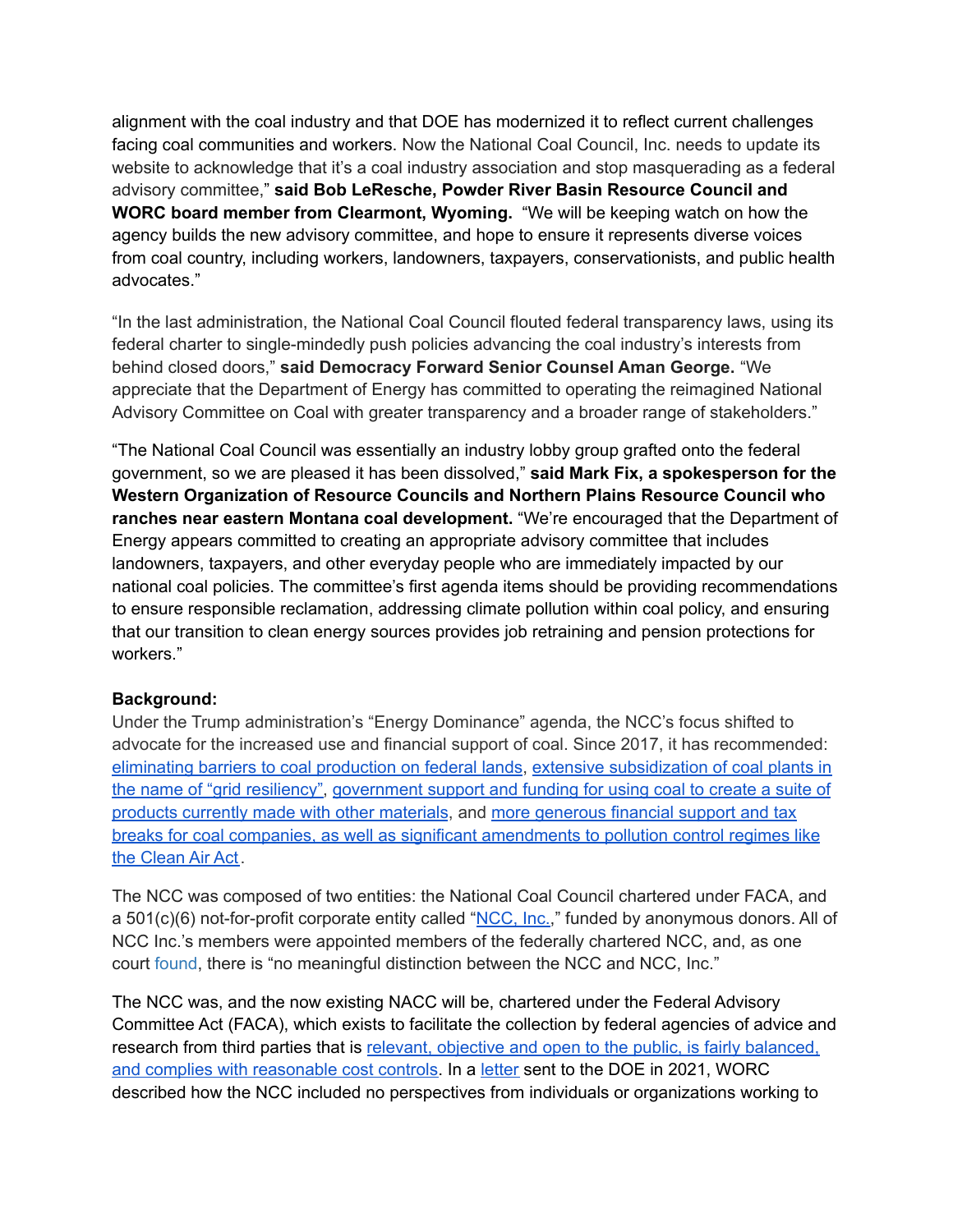alignment with the coal industry and that DOE has modernized it to reflect current challenges facing coal communities and workers. Now the National Coal Council, Inc. needs to update its website to acknowledge that it's a coal industry association and stop masquerading as a federal advisory committee," **said Bob LeResche, Powder River Basin Resource Council and WORC board member from Clearmont, Wyoming.** "We will be keeping watch on how the agency builds the new advisory committee, and hope to ensure it represents diverse voices from coal country, including workers, landowners, taxpayers, conservationists, and public health advocates."

"In the last administration, the National Coal Council flouted federal transparency laws, using its federal charter to single-mindedly push policies advancing the coal industry's interests from behind closed doors," **said Democracy Forward Senior Counsel Aman George.** "We appreciate that the Department of Energy has committed to operating the reimagined National Advisory Committee on Coal with greater transparency and a broader range of stakeholders."

"The National Coal Council was essentially an industry lobby group grafted onto the federal government, so we are pleased it has been dissolved," **said Mark Fix, a spokesperson for the Western Organization of Resource Councils and Northern Plains Resource Council who ranches near eastern Montana coal development.** "We're encouraged that the Department of Energy appears committed to creating an appropriate advisory committee that includes landowners, taxpayers, and other everyday people who are immediately impacted by our national coal policies. The committee's first agenda items should be providing recommendations to ensure responsible reclamation, addressing climate pollution within coal policy, and ensuring that our transition to clean energy sources provides job retraining and pension protections for workers."

**Background:**

Under the Trump administration's "Energy Dominance" agenda, the NCC's focus shifted to advocate for the increased use and financial support of coal. Since 2017, it has recommended: eliminating barriers to coal production on federal lands, extensive subsidization of coal plants in the name of "grid resiliency", government support and funding for using coal to create a suite of products currently made with other materials, and more generous financial support and tax breaks for coal companies, as well as significant amendments to pollution control regimes like the Clean Air Act.

The NCC was composed of two entities: the National Coal Council chartered under FACA, and a 501(c)(6) not-for-profit corporate entity called "NCC, Inc.," funded by anonymous donors. All of NCC Inc.'s members were appointed members of the federally chartered NCC, and, as one court found, there is "no meaningful distinction between the NCC and NCC, Inc."

The NCC was, and the now existing NACC will be, chartered under the Federal Advisory Committee Act (FACA), which exists to facilitate the collection by federal agencies of advice and research from third parties that is relevant, objective and open to the public, is fairly balanced, and complies with reasonable cost controls. In a letter sent to the DOE in 2021, WORC described how the NCC included no perspectives from individuals or organizations working to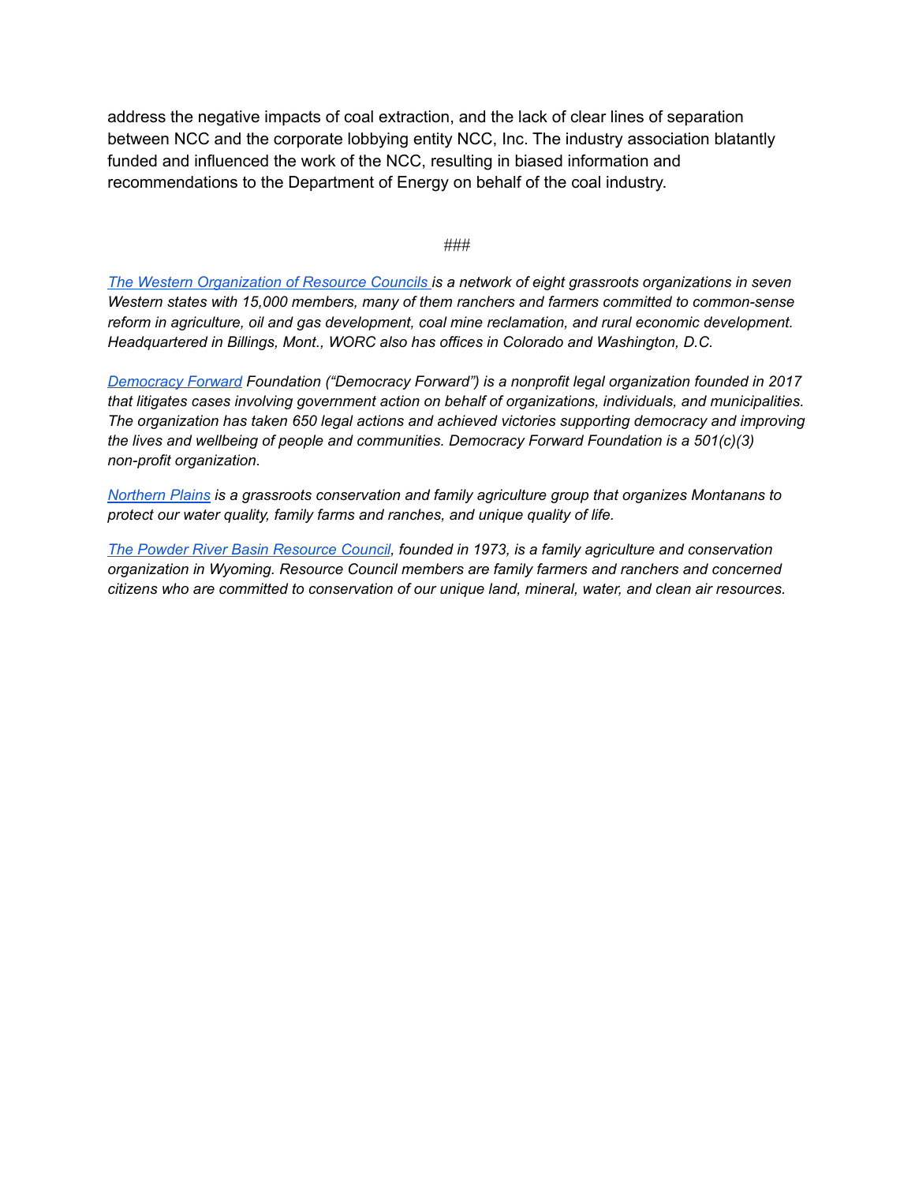address the negative impacts of coal extraction, and the lack of clear lines of separation between NCC and the corporate lobbying entity NCC, Inc. The industry association blatantly funded and influenced the work of the NCC, resulting in biased information and recommendations to the Department of Energy on behalf of the coal industry.

###

*The Western Organization of Resource Councils is a network of eight grassroots organizations in seven Western states with 15,000 members, many of them ranchers and farmers committed to common-sense reform in agriculture, oil and gas development, coal mine reclamation, and rural economic development. Headquartered in Billings, Mont., WORC also has offices in Colorado and Washington, D.C.*

*Democracy Forward Foundation ("Democracy Forward") is a nonprofit legal organization founded in 2017 that litigates cases involving government action on behalf of organizations, individuals, and municipalities. The organization has taken 650 legal actions and achieved victories supporting democracy and improving the lives and wellbeing of people and communities. Democracy Forward Foundation is a 501(c)(3) non-profit organization.*

*Northern Plains is a grassroots conservation and family agriculture group that organizes Montanans to protect our water quality, family farms and ranches, and unique quality of life.*

*The Powder River Basin Resource Council, founded in 1973, is a family agriculture and conservation organization in Wyoming. Resource Council members are family farmers and ranchers and concerned citizens who are committed to conservation of our unique land, mineral, water, and clean air resources.*